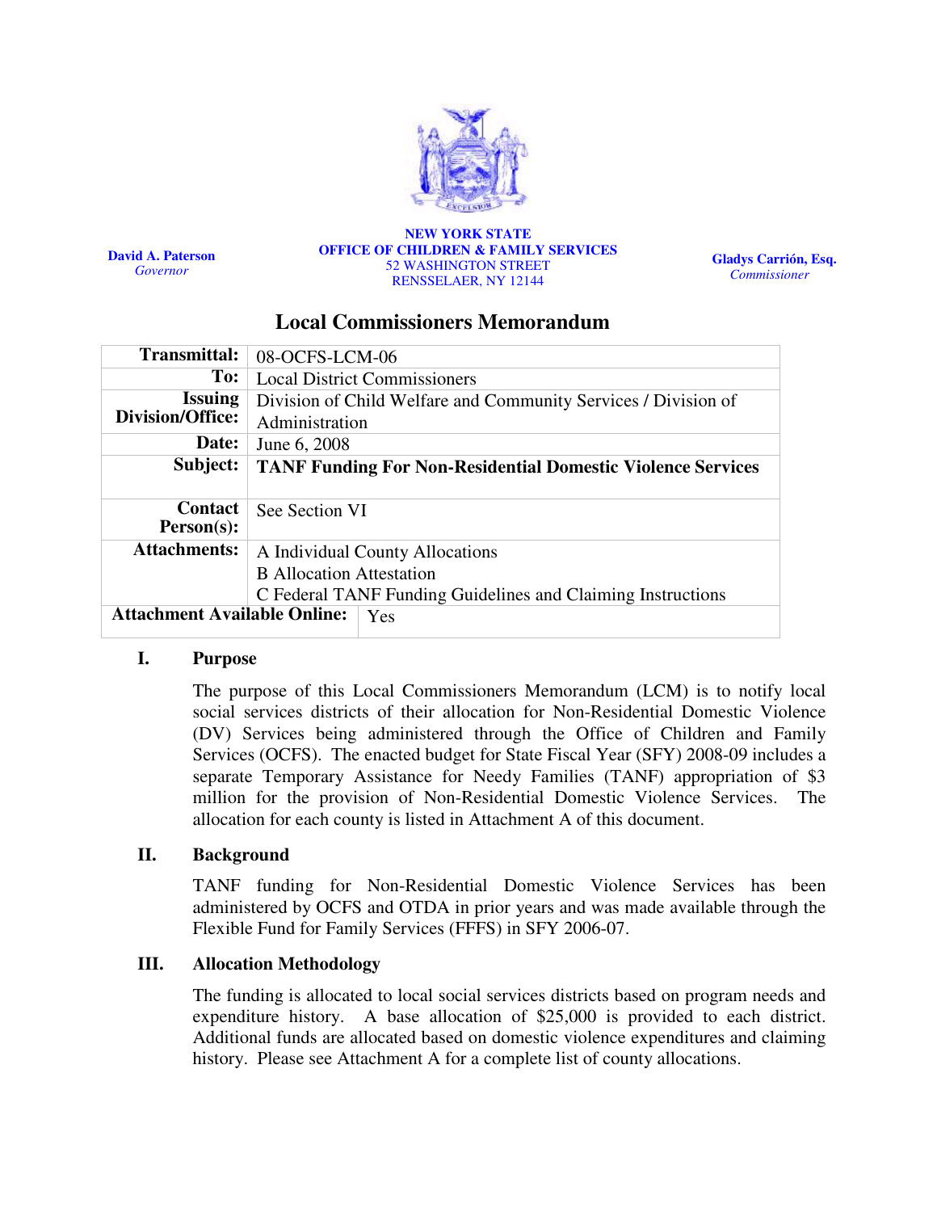**David A. Paterson**
*Governor*

**NEW YORK STATE**
**OFFICE OF CHILDREN & FAMILY SERVICES**
52 WASHINGTON STREET
RENSSELAER, NY 12144

**Gladys Carrión, Esq.**
*Commissioner*

# Local Commissioners Memorandum

| | |
|---|---|
| **Transmittal:** | 08-OCFS-LCM-06 |
| **To:** | Local District Commissioners |
| **Issuing Division/Office:** | Division of Child Welfare and Community Services / Division of Administration |
| **Date:** | June 6, 2008 |
| **Subject:** | **TANF Funding For Non-Residential Domestic Violence Services** |
| **Contact Person(s):** | See Section VI |
| **Attachments:** | A Individual County Allocations<br>B Allocation Attestation<br>C Federal TANF Funding Guidelines and Claiming Instructions |
| **Attachment Available Online:** | Yes |

## I. Purpose

The purpose of this Local Commissioners Memorandum (LCM) is to notify local social services districts of their allocation for Non-Residential Domestic Violence (DV) Services being administered through the Office of Children and Family Services (OCFS). The enacted budget for State Fiscal Year (SFY) 2008-09 includes a separate Temporary Assistance for Needy Families (TANF) appropriation of $3 million for the provision of Non-Residential Domestic Violence Services. The allocation for each county is listed in Attachment A of this document.

## II. Background

TANF funding for Non-Residential Domestic Violence Services has been administered by OCFS and OTDA in prior years and was made available through the Flexible Fund for Family Services (FFFS) in SFY 2006-07.

## III. Allocation Methodology

The funding is allocated to local social services districts based on program needs and expenditure history. A base allocation of $25,000 is provided to each district. Additional funds are allocated based on domestic violence expenditures and claiming history. Please see Attachment A for a complete list of county allocations.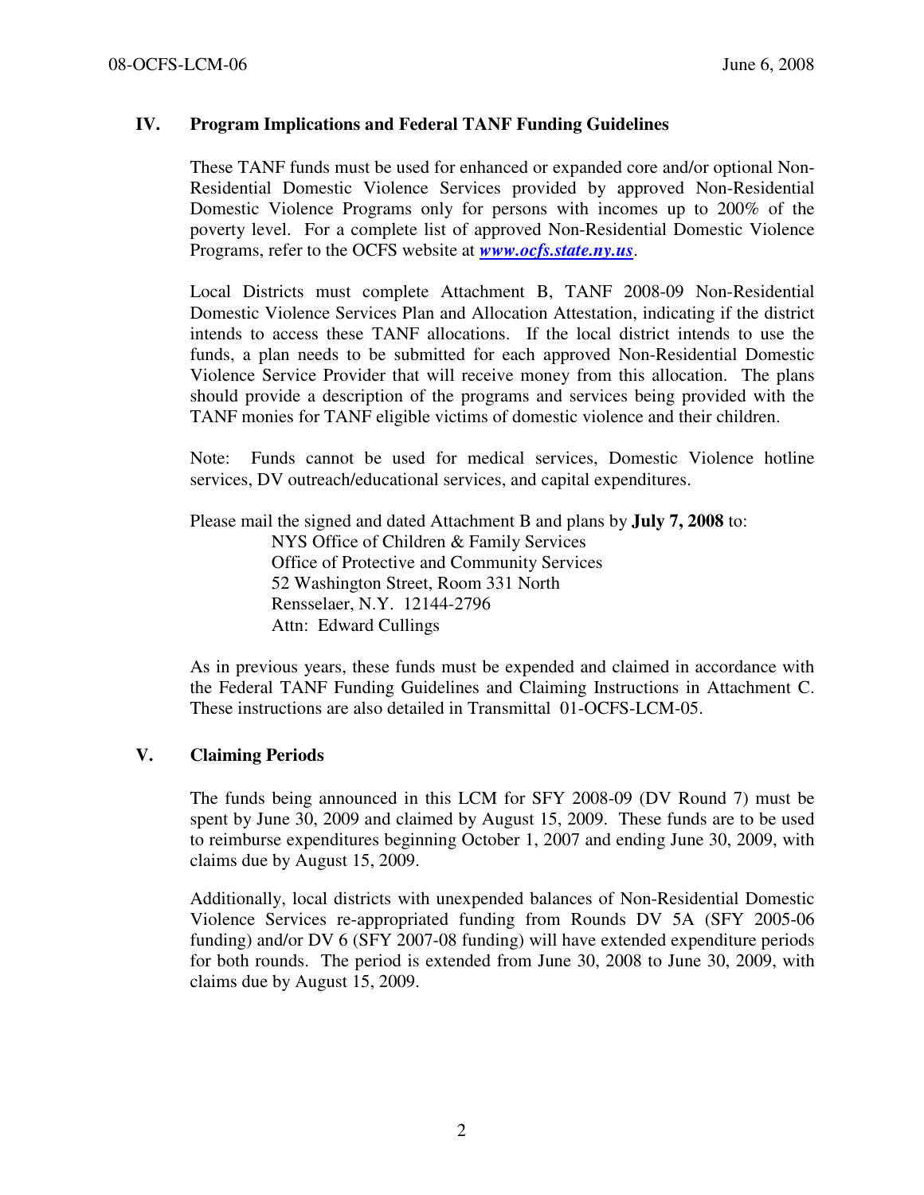## IV. Program Implications and Federal TANF Funding Guidelines

These TANF funds must be used for enhanced or expanded core and/or optional Non-Residential Domestic Violence Services provided by approved Non-Residential Domestic Violence Programs only for persons with incomes up to 200% of the poverty level. For a complete list of approved Non-Residential Domestic Violence Programs, refer to the OCFS website at ***www.ocfs.state.ny.us***.

Local Districts must complete Attachment B, TANF 2008-09 Non-Residential Domestic Violence Services Plan and Allocation Attestation, indicating if the district intends to access these TANF allocations. If the local district intends to use the funds, a plan needs to be submitted for each approved Non-Residential Domestic Violence Service Provider that will receive money from this allocation. The plans should provide a description of the programs and services being provided with the TANF monies for TANF eligible victims of domestic violence and their children.

Note: Funds cannot be used for medical services, Domestic Violence hotline services, DV outreach/educational services, and capital expenditures.

Please mail the signed and dated Attachment B and plans by **July 7, 2008** to:

NYS Office of Children & Family Services
Office of Protective and Community Services
52 Washington Street, Room 331 North
Rensselaer, N.Y. 12144-2796
Attn: Edward Cullings

As in previous years, these funds must be expended and claimed in accordance with the Federal TANF Funding Guidelines and Claiming Instructions in Attachment C. These instructions are also detailed in Transmittal 01-OCFS-LCM-05.

## V. Claiming Periods

The funds being announced in this LCM for SFY 2008-09 (DV Round 7) must be spent by June 30, 2009 and claimed by August 15, 2009. These funds are to be used to reimburse expenditures beginning October 1, 2007 and ending June 30, 2009, with claims due by August 15, 2009.

Additionally, local districts with unexpended balances of Non-Residential Domestic Violence Services re-appropriated funding from Rounds DV 5A (SFY 2005-06 funding) and/or DV 6 (SFY 2007-08 funding) will have extended expenditure periods for both rounds. The period is extended from June 30, 2008 to June 30, 2009, with claims due by August 15, 2009.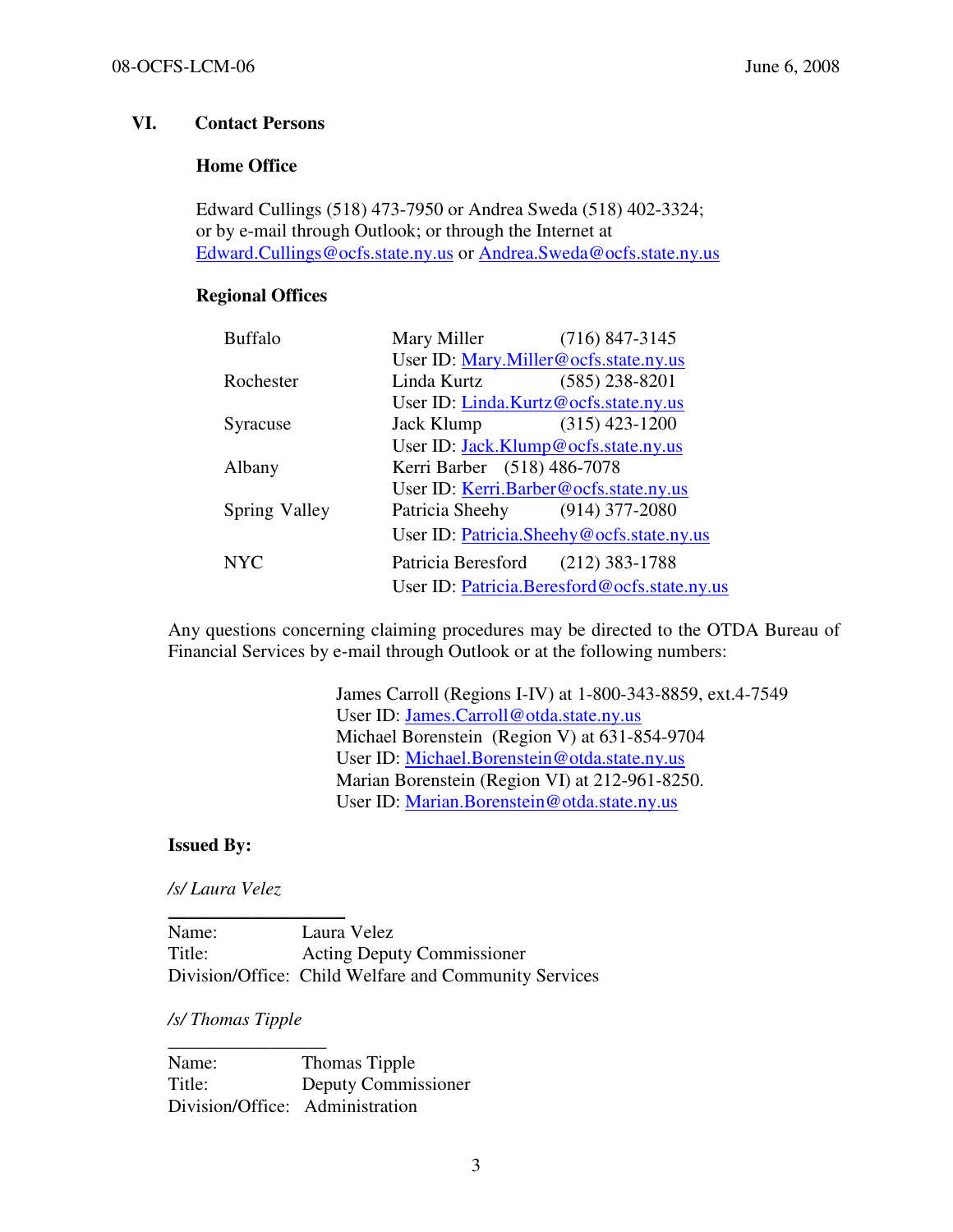## VI. Contact Persons

### Home Office

Edward Cullings (518) 473-7950 or Andrea Sweda (518) 402-3324; or by e-mail through Outlook; or through the Internet at Edward.Cullings@ocfs.state.ny.us or Andrea.Sweda@ocfs.state.ny.us

### Regional Offices

| | | |
|---|---|---|
| Buffalo | Mary Miller | (716) 847-3145 |
| | User ID: Mary.Miller@ocfs.state.ny.us | |
| Rochester | Linda Kurtz | (585) 238-8201 |
| | User ID: Linda.Kurtz@ocfs.state.ny.us | |
| Syracuse | Jack Klump | (315) 423-1200 |
| | User ID: Jack.Klump@ocfs.state.ny.us | |
| Albany | Kerri Barber | (518) 486-7078 |
| | User ID: Kerri.Barber@ocfs.state.ny.us | |
| Spring Valley | Patricia Sheehy | (914) 377-2080 |
| | User ID: Patricia.Sheehy@ocfs.state.ny.us | |
| NYC | Patricia Beresford | (212) 383-1788 |
| | User ID: Patricia.Beresford@ocfs.state.ny.us | |

Any questions concerning claiming procedures may be directed to the OTDA Bureau of Financial Services by e-mail through Outlook or at the following numbers:

James Carroll (Regions I-IV) at 1-800-343-8859, ext.4-7549
User ID: James.Carroll@otda.state.ny.us
Michael Borenstein (Region V) at 631-854-9704
User ID: Michael.Borenstein@otda.state.ny.us
Marian Borenstein (Region VI) at 212-961-8250.
User ID: Marian.Borenstein@otda.state.ny.us

**Issued By:**

*/s/ Laura Velez*

Name: Laura Velez
Title: Acting Deputy Commissioner
Division/Office: Child Welfare and Community Services

*/s/ Thomas Tipple*

Name: Thomas Tipple
Title: Deputy Commissioner
Division/Office: Administration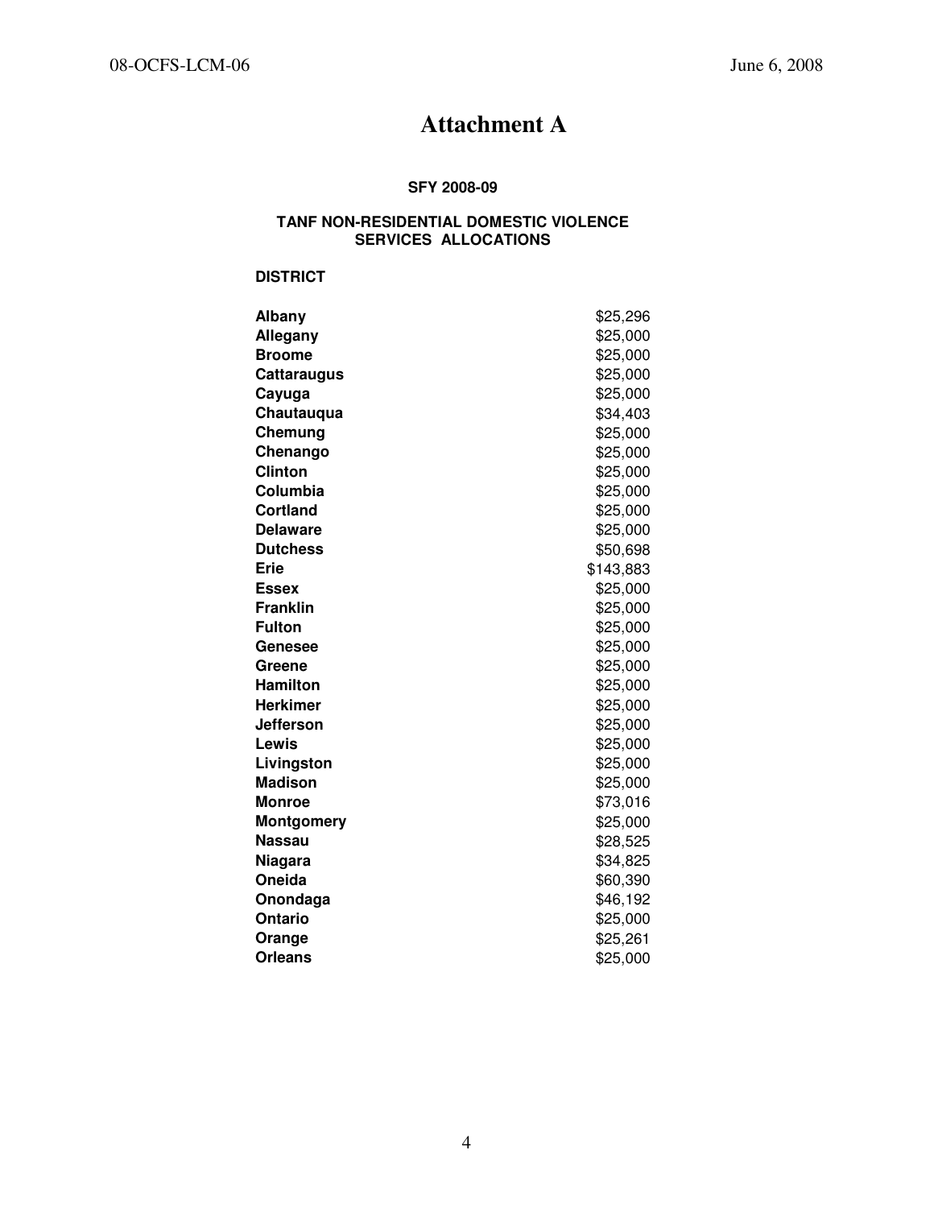# Attachment A

**SFY 2008-09**

**TANF NON-RESIDENTIAL DOMESTIC VIOLENCE SERVICES ALLOCATIONS**

| DISTRICT | |
|---|---|
| **Albany** | $25,296 |
| **Allegany** | $25,000 |
| **Broome** | $25,000 |
| **Cattaraugus** | $25,000 |
| **Cayuga** | $25,000 |
| **Chautauqua** | $34,403 |
| **Chemung** | $25,000 |
| **Chenango** | $25,000 |
| **Clinton** | $25,000 |
| **Columbia** | $25,000 |
| **Cortland** | $25,000 |
| **Delaware** | $25,000 |
| **Dutchess** | $50,698 |
| **Erie** | $143,883 |
| **Essex** | $25,000 |
| **Franklin** | $25,000 |
| **Fulton** | $25,000 |
| **Genesee** | $25,000 |
| **Greene** | $25,000 |
| **Hamilton** | $25,000 |
| **Herkimer** | $25,000 |
| **Jefferson** | $25,000 |
| **Lewis** | $25,000 |
| **Livingston** | $25,000 |
| **Madison** | $25,000 |
| **Monroe** | $73,016 |
| **Montgomery** | $25,000 |
| **Nassau** | $28,525 |
| **Niagara** | $34,825 |
| **Oneida** | $60,390 |
| **Onondaga** | $46,192 |
| **Ontario** | $25,000 |
| **Orange** | $25,261 |
| **Orleans** | $25,000 |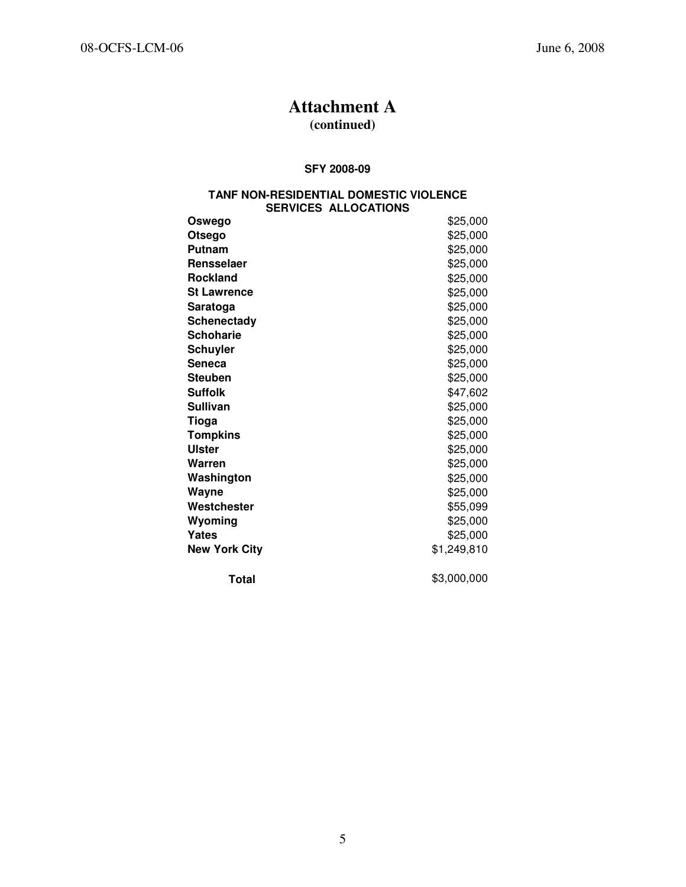# Attachment A
**(continued)**

**SFY 2008-09**

**TANF NON-RESIDENTIAL DOMESTIC VIOLENCE SERVICES ALLOCATIONS**

| County | Allocation |
|---|---|
| **Oswego** | $25,000 |
| **Otsego** | $25,000 |
| **Putnam** | $25,000 |
| **Rensselaer** | $25,000 |
| **Rockland** | $25,000 |
| **St Lawrence** | $25,000 |
| **Saratoga** | $25,000 |
| **Schenectady** | $25,000 |
| **Schoharie** | $25,000 |
| **Schuyler** | $25,000 |
| **Seneca** | $25,000 |
| **Steuben** | $25,000 |
| **Suffolk** | $47,602 |
| **Sullivan** | $25,000 |
| **Tioga** | $25,000 |
| **Tompkins** | $25,000 |
| **Ulster** | $25,000 |
| **Warren** | $25,000 |
| **Washington** | $25,000 |
| **Wayne** | $25,000 |
| **Westchester** | $55,099 |
| **Wyoming** | $25,000 |
| **Yates** | $25,000 |
| **New York City** | $1,249,810 |
| **Total** | $3,000,000 |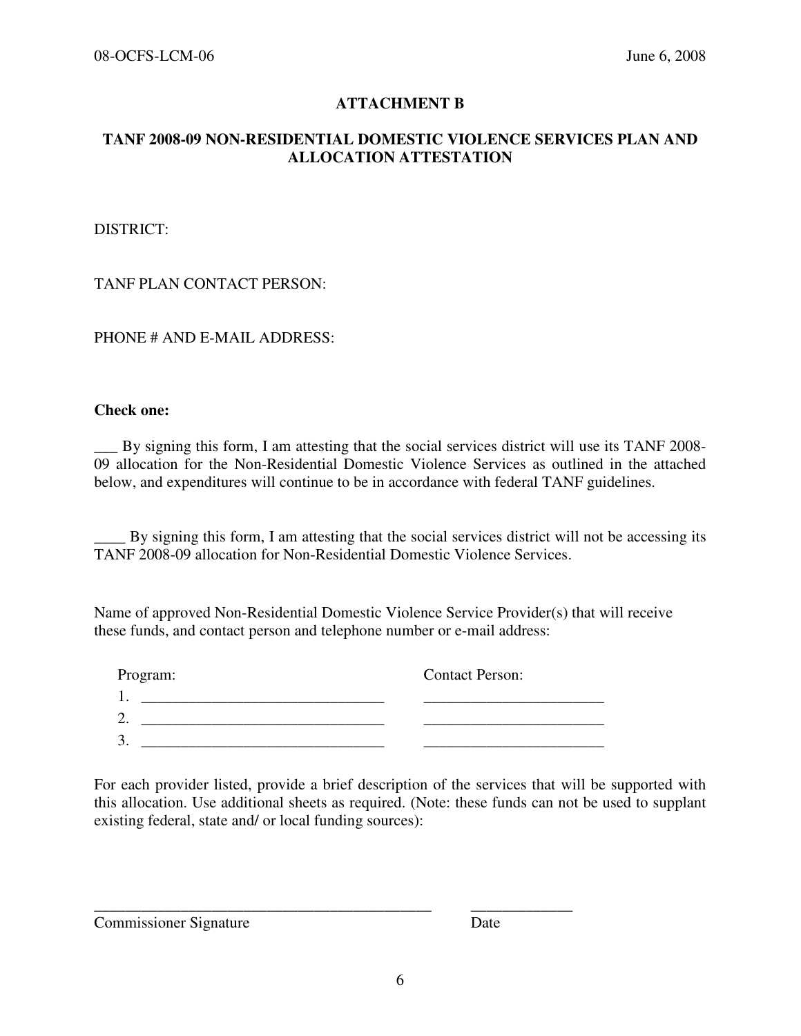**ATTACHMENT B**

**TANF 2008-09 NON-RESIDENTIAL DOMESTIC VIOLENCE SERVICES PLAN AND ALLOCATION ATTESTATION**

DISTRICT:

TANF PLAN CONTACT PERSON:

PHONE # AND E-MAIL ADDRESS:

**Check one:**

___ By signing this form, I am attesting that the social services district will use its TANF 2008-09 allocation for the Non-Residential Domestic Violence Services as outlined in the attached below, and expenditures will continue to be in accordance with federal TANF guidelines.

____ By signing this form, I am attesting that the social services district will not be accessing its TANF 2008-09 allocation for Non-Residential Domestic Violence Services.

Name of approved Non-Residential Domestic Violence Service Provider(s) that will receive these funds, and contact person and telephone number or e-mail address:

| Program: | Contact Person: |
|---|---|
| 1. _______________________________ | _______________________ |
| 2. _______________________________ | _______________________ |
| 3. _______________________________ | _______________________ |

For each provider listed, provide a brief description of the services that will be supported with this allocation. Use additional sheets as required. (Note: these funds can not be used to supplant existing federal, state and/ or local funding sources):

_____________________________________________ _____________

Commissioner Signature Date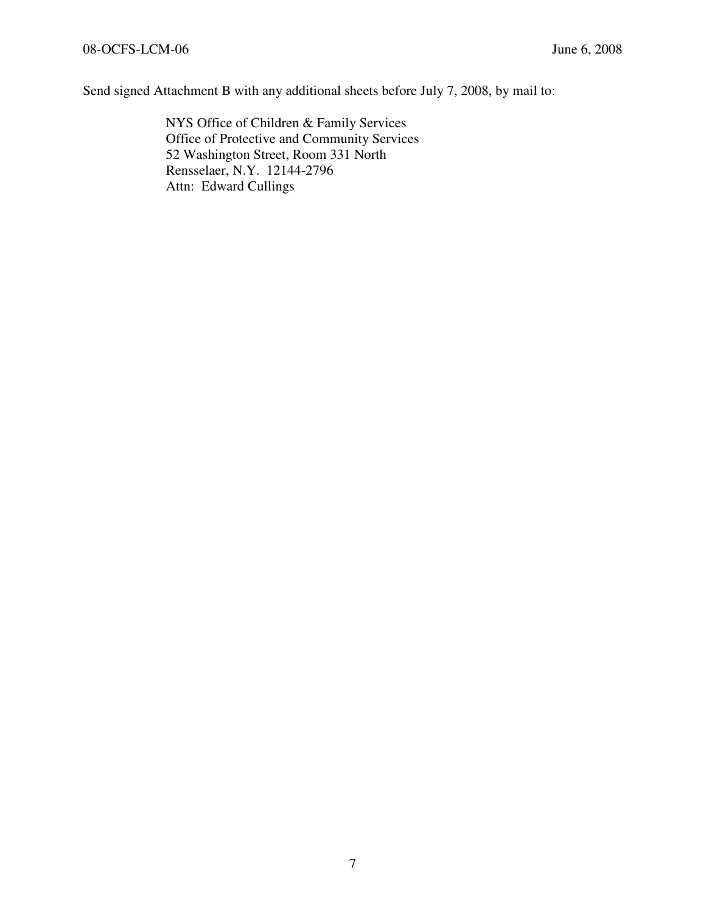Send signed Attachment B with any additional sheets before July 7, 2008, by mail to:

NYS Office of Children & Family Services  
Office of Protective and Community Services  
52 Washington Street, Room 331 North  
Rensselaer, N.Y. 12144-2796  
Attn: Edward Cullings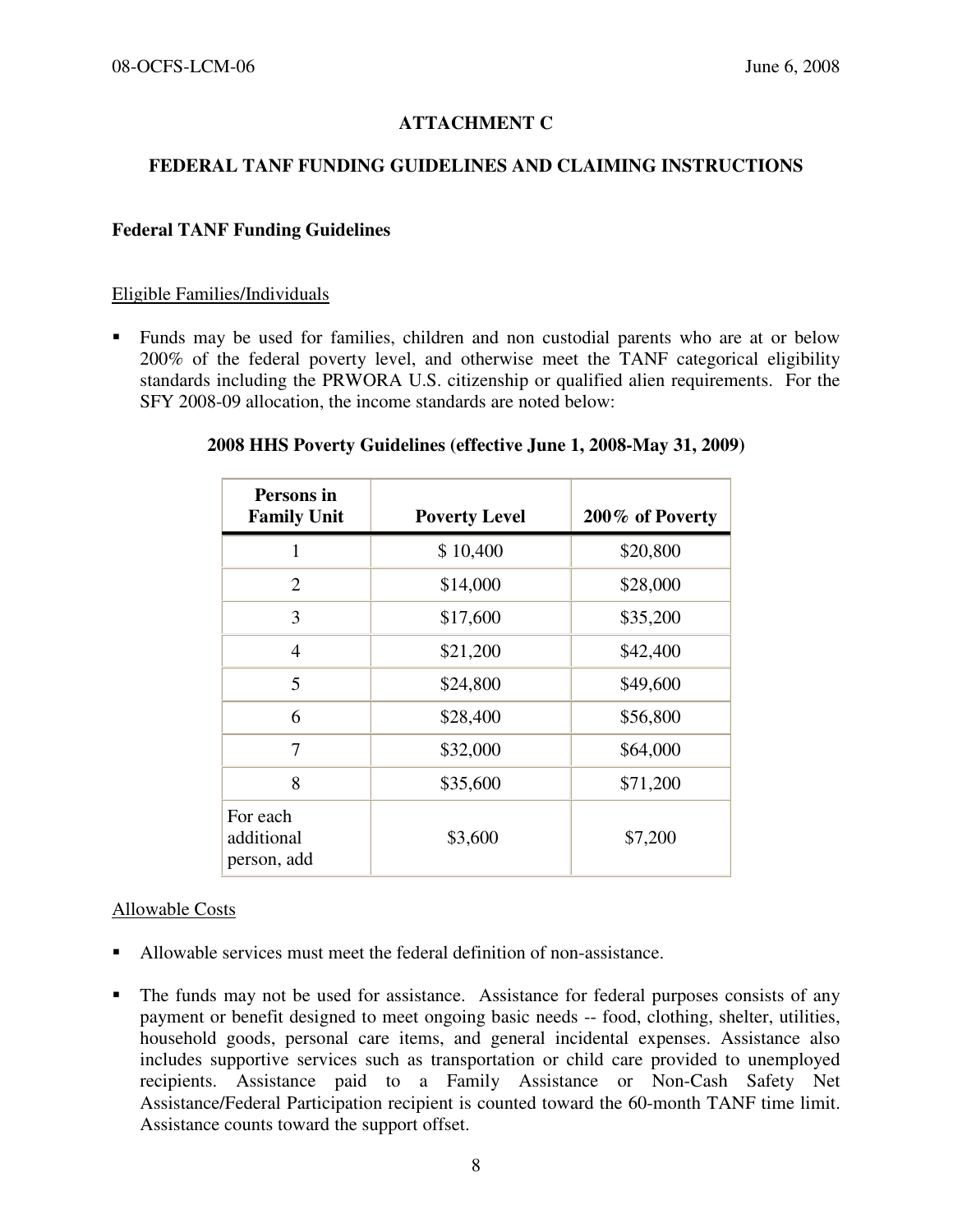## ATTACHMENT C

## FEDERAL TANF FUNDING GUIDELINES AND CLAIMING INSTRUCTIONS

### Federal TANF Funding Guidelines

Eligible Families/Individuals

- Funds may be used for families, children and non custodial parents who are at or below 200% of the federal poverty level, and otherwise meet the TANF categorical eligibility standards including the PRWORA U.S. citizenship or qualified alien requirements. For the SFY 2008-09 allocation, the income standards are noted below:

**2008 HHS Poverty Guidelines (effective June 1, 2008-May 31, 2009)**

| Persons in Family Unit | Poverty Level | 200% of Poverty |
|---|---|---|
| 1 | $ 10,400 | $20,800 |
| 2 | $14,000 | $28,000 |
| 3 | $17,600 | $35,200 |
| 4 | $21,200 | $42,400 |
| 5 | $24,800 | $49,600 |
| 6 | $28,400 | $56,800 |
| 7 | $32,000 | $64,000 |
| 8 | $35,600 | $71,200 |
| For each additional person, add | $3,600 | $7,200 |

Allowable Costs

- Allowable services must meet the federal definition of non-assistance.
- The funds may not be used for assistance. Assistance for federal purposes consists of any payment or benefit designed to meet ongoing basic needs -- food, clothing, shelter, utilities, household goods, personal care items, and general incidental expenses. Assistance also includes supportive services such as transportation or child care provided to unemployed recipients. Assistance paid to a Family Assistance or Non-Cash Safety Net Assistance/Federal Participation recipient is counted toward the 60-month TANF time limit. Assistance counts toward the support offset.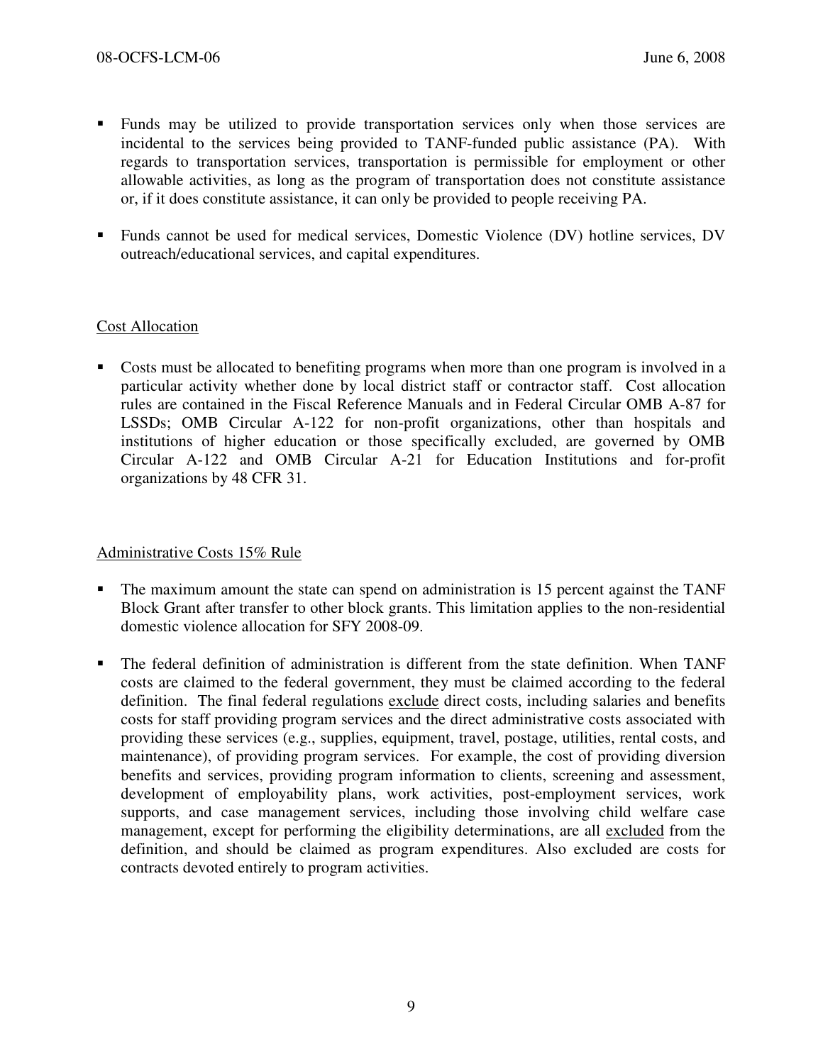- Funds may be utilized to provide transportation services only when those services are incidental to the services being provided to TANF-funded public assistance (PA). With regards to transportation services, transportation is permissible for employment or other allowable activities, as long as the program of transportation does not constitute assistance or, if it does constitute assistance, it can only be provided to people receiving PA.

- Funds cannot be used for medical services, Domestic Violence (DV) hotline services, DV outreach/educational services, and capital expenditures.

## Cost Allocation

- Costs must be allocated to benefiting programs when more than one program is involved in a particular activity whether done by local district staff or contractor staff. Cost allocation rules are contained in the Fiscal Reference Manuals and in Federal Circular OMB A-87 for LSSDs; OMB Circular A-122 for non-profit organizations, other than hospitals and institutions of higher education or those specifically excluded, are governed by OMB Circular A-122 and OMB Circular A-21 for Education Institutions and for-profit organizations by 48 CFR 31.

## Administrative Costs 15% Rule

- The maximum amount the state can spend on administration is 15 percent against the TANF Block Grant after transfer to other block grants. This limitation applies to the non-residential domestic violence allocation for SFY 2008-09.

- The federal definition of administration is different from the state definition. When TANF costs are claimed to the federal government, they must be claimed according to the federal definition. The final federal regulations exclude direct costs, including salaries and benefits costs for staff providing program services and the direct administrative costs associated with providing these services (e.g., supplies, equipment, travel, postage, utilities, rental costs, and maintenance), of providing program services. For example, the cost of providing diversion benefits and services, providing program information to clients, screening and assessment, development of employability plans, work activities, post-employment services, work supports, and case management services, including those involving child welfare case management, except for performing the eligibility determinations, are all excluded from the definition, and should be claimed as program expenditures. Also excluded are costs for contracts devoted entirely to program activities.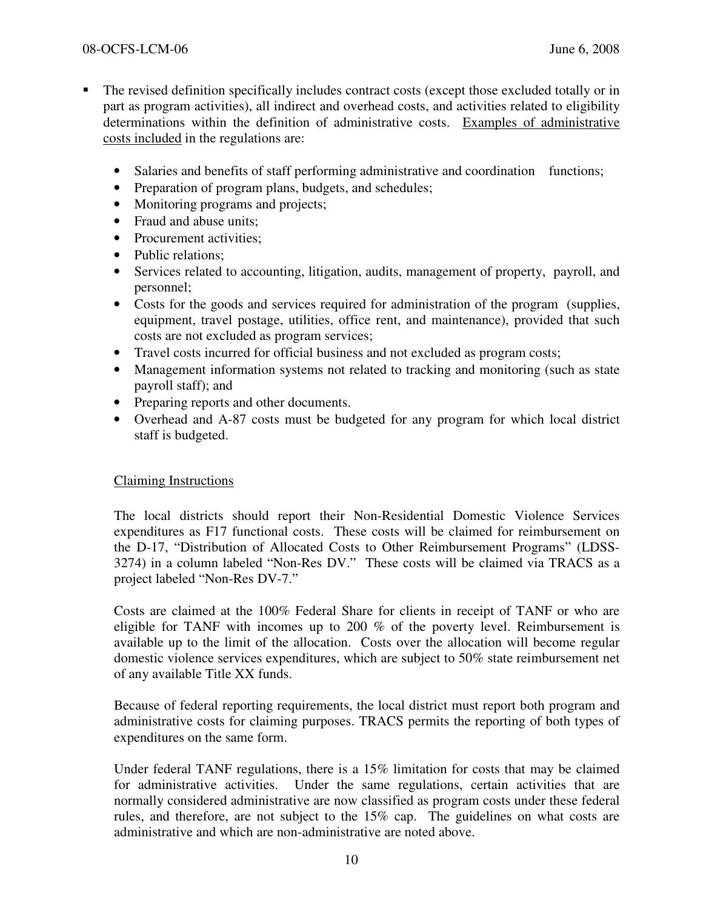- The revised definition specifically includes contract costs (except those excluded totally or in part as program activities), all indirect and overhead costs, and activities related to eligibility determinations within the definition of administrative costs. Examples of administrative costs included in the regulations are:

  - Salaries and benefits of staff performing administrative and coordination functions;
  - Preparation of program plans, budgets, and schedules;
  - Monitoring programs and projects;
  - Fraud and abuse units;
  - Procurement activities;
  - Public relations;
  - Services related to accounting, litigation, audits, management of property, payroll, and personnel;
  - Costs for the goods and services required for administration of the program (supplies, equipment, travel postage, utilities, office rent, and maintenance), provided that such costs are not excluded as program services;
  - Travel costs incurred for official business and not excluded as program costs;
  - Management information systems not related to tracking and monitoring (such as state payroll staff); and
  - Preparing reports and other documents.
  - Overhead and A-87 costs must be budgeted for any program for which local district staff is budgeted.

## Claiming Instructions

The local districts should report their Non-Residential Domestic Violence Services expenditures as F17 functional costs. These costs will be claimed for reimbursement on the D-17, "Distribution of Allocated Costs to Other Reimbursement Programs" (LDSS-3274) in a column labeled "Non-Res DV." These costs will be claimed via TRACS as a project labeled "Non-Res DV-7."

Costs are claimed at the 100% Federal Share for clients in receipt of TANF or who are eligible for TANF with incomes up to 200 % of the poverty level. Reimbursement is available up to the limit of the allocation. Costs over the allocation will become regular domestic violence services expenditures, which are subject to 50% state reimbursement net of any available Title XX funds.

Because of federal reporting requirements, the local district must report both program and administrative costs for claiming purposes. TRACS permits the reporting of both types of expenditures on the same form.

Under federal TANF regulations, there is a 15% limitation for costs that may be claimed for administrative activities. Under the same regulations, certain activities that are normally considered administrative are now classified as program costs under these federal rules, and therefore, are not subject to the 15% cap. The guidelines on what costs are administrative and which are non-administrative are noted above.